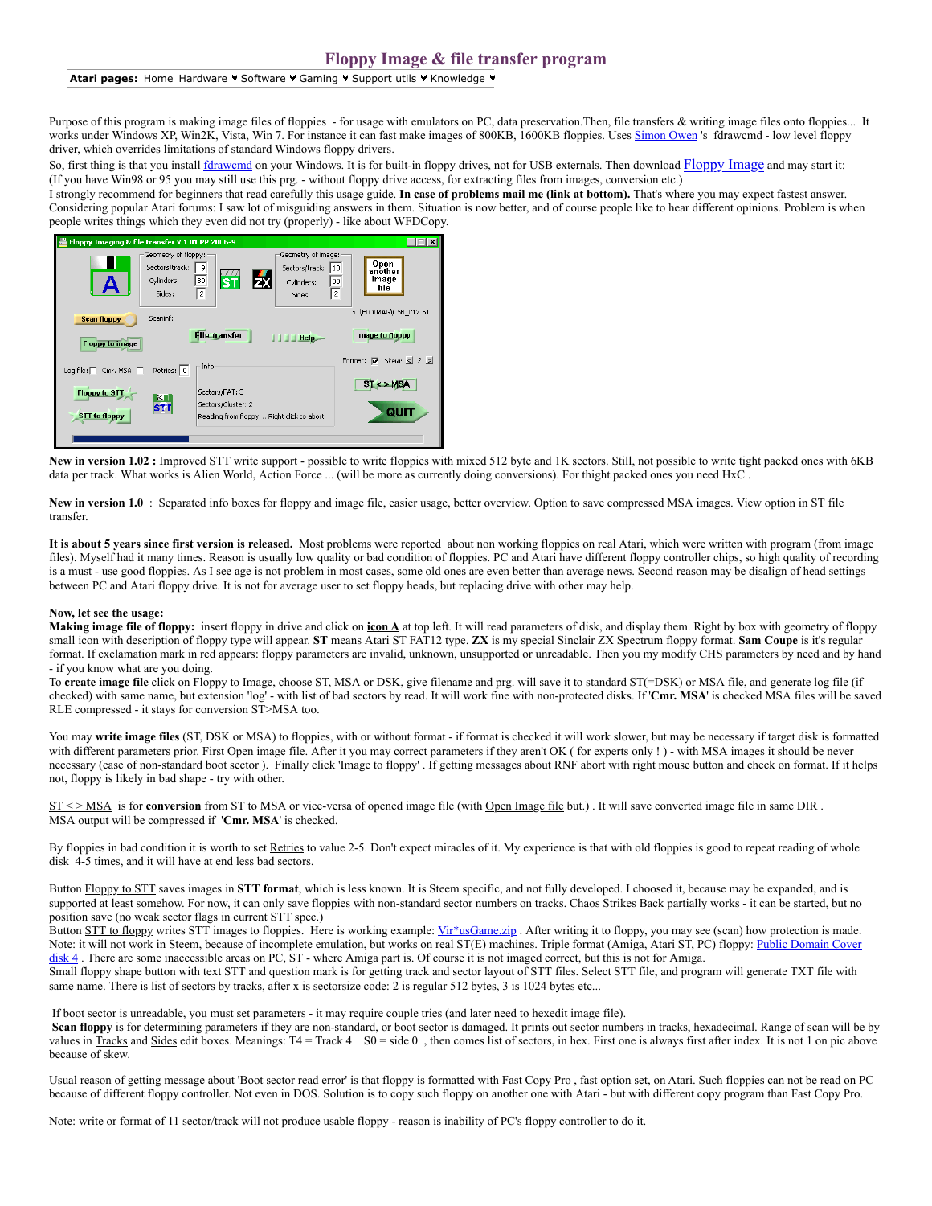# Floppy Image & file transfer program

**Atari pages:** Home Hardware ▾ Software ▾ Gaming ▾ Support utils ▾ Knowledge ▾

Purpose of this program is making image files of floppies - for usage with emulators on PC, data preservation.Then, file transfers & writing image files onto floppies... It works under Windows XP, Win2K, Vista, Win 7. For instance it can fast make images of 800KB, 1600KB floppies. Uses Simon Owen 's fdrawcmd - low level floppy driver, which overrides limitations of standard Windows floppy drivers.

So, first thing is that you install fdrawcmd on your Windows. It is for built-in floppy drives, not for USB externals. Then download Floppy Image and may start it: (If you have Win98 or 95 you may still use this prg. - without floppy drive access, for extracting files from images, conversion etc.)

I strongly recommend for beginners that read carefully this usage guide. **In case of problems mail me (link at bottom).** That's where you may expect fastest answer. Considering popular Atari forums: I saw lot of misguiding answers in them. Situation is now better, and of course people like to hear different opinions. Problem is when people writes things which they even did not try (properly) - like about WFDCopy.

**New in version 1.02 :** Improved STT write support - possible to write floppies with mixed 512 byte and 1K sectors. Still, not possible to write tight packed ones with 6KB data per track. What works is Alien World, Action Force ... (will be more as currently doing conversions). For thight packed ones you need HxC .

**New in version 1.0** : Separated info boxes for floppy and image file, easier usage, better overview. Option to save compressed MSA images. View option in ST file transfer.

**It is about 5 years since first version is released.** Most problems were reported about non working floppies on real Atari, which were written with program (from image files). Myself had it many times. Reason is usually low quality or bad condition of floppies. PC and Atari have different floppy controller chips, so high quality of recording is a must - use good floppies. As I see age is not problem in most cases, some old ones are even better than average news. Second reason may be disalign of head settings between PC and Atari floppy drive. It is not for average user to set floppy heads, but replacing drive with other may help.

**Now, let see the usage:**

**Making image file of floppy:** insert floppy in drive and click on **icon A** at top left. It will read parameters of disk, and display them. Right by box with geometry of floppy small icon with description of floppy type will appear. **ST** means Atari ST FAT12 type. **ZX** is my special Sinclair ZX Spectrum floppy format. **Sam Coupe** is it's regular format. If exclamation mark in red appears: floppy parameters are invalid, unknown, unsupported or unreadable. Then you my modify CHS parameters by need and by hand - if you know what are you doing.

To **create image file** click on Floppy to Image, choose ST, MSA or DSK, give filename and prg. will save it to standard ST(=DSK) or MSA file, and generate log file (if checked) with same name, but extension 'log' - with list of bad sectors by read. It will work fine with non-protected disks. If '**Cmr. MSA**' is checked MSA files will be saved RLE compressed - it stays for conversion ST>MSA too.

You may **write image files** (ST, DSK or MSA) to floppies, with or without format - if format is checked it will work slower, but may be necessary if target disk is formatted with different parameters prior. First Open image file. After it you may correct parameters if they aren't OK ( for experts only ! ) - with MSA images it should be never necessary (case of non-standard boot sector ). Finally click 'Image to floppy' . If getting messages about RNF abort with right mouse button and check on format. If it helps not, floppy is likely in bad shape - try with other.

ST < > MSA is for **conversion** from ST to MSA or vice-versa of opened image file (with Open Image file but.) . It will save converted image file in same DIR . MSA output will be compressed if '**Cmr. MSA**' is checked.

By floppies in bad condition it is worth to set Retries to value 2-5. Don't expect miracles of it. My experience is that with old floppies is good to repeat reading of whole disk 4-5 times, and it will have at end less bad sectors.

Button Floppy to STT saves images in **STT format**, which is less known. It is Steem specific, and not fully developed. I choosed it, because may be expanded, and is supported at least somehow. For now, it can only save floppies with non-standard sector numbers on tracks. Chaos Strikes Back partially works - it can be started, but no position save (no weak sector flags in current STT spec.)

Button STT to floppy writes STT images to floppies. Here is working example: Vir*usGame.zip . After writing it to floppy, you may see (scan) how protection is made. Note: it will not work in Steem, because of incomplete emulation, but works on real ST(E) machines. Triple format (Amiga, Atari ST, PC) floppy: Public Domain Cover disk 4 . There are some inaccessible areas on PC, ST - where Amiga part is. Of course it is not imaged correct, but this is not for Amiga.

Small floppy shape button with text STT and question mark is for getting track and sector layout of STT files. Select STT file, and program will generate TXT file with same name. There is list of sectors by tracks, after x is sectorsize code: 2 is regular 512 bytes, 3 is 1024 bytes etc...

If boot sector is unreadable, you must set parameters - it may require couple tries (and later need to hexedit image file).

**Scan floppy** is for determining parameters if they are non-standard, or boot sector is damaged. It prints out sector numbers in tracks, hexadecimal. Range of scan will be by values in Tracks and Sides edit boxes. Meanings: T4 = Track 4  S0 = side 0 , then comes list of sectors, in hex. First one is always first after index. It is not 1 on pic above because of skew.

Usual reason of getting message about 'Boot sector read error' is that floppy is formatted with Fast Copy Pro , fast option set, on Atari. Such floppies can not be read on PC because of different floppy controller. Not even in DOS. Solution is to copy such floppy on another one with Atari - but with different copy program than Fast Copy Pro.

Note: write or format of 11 sector/track will not produce usable floppy - reason is inability of PC's floppy controller to do it.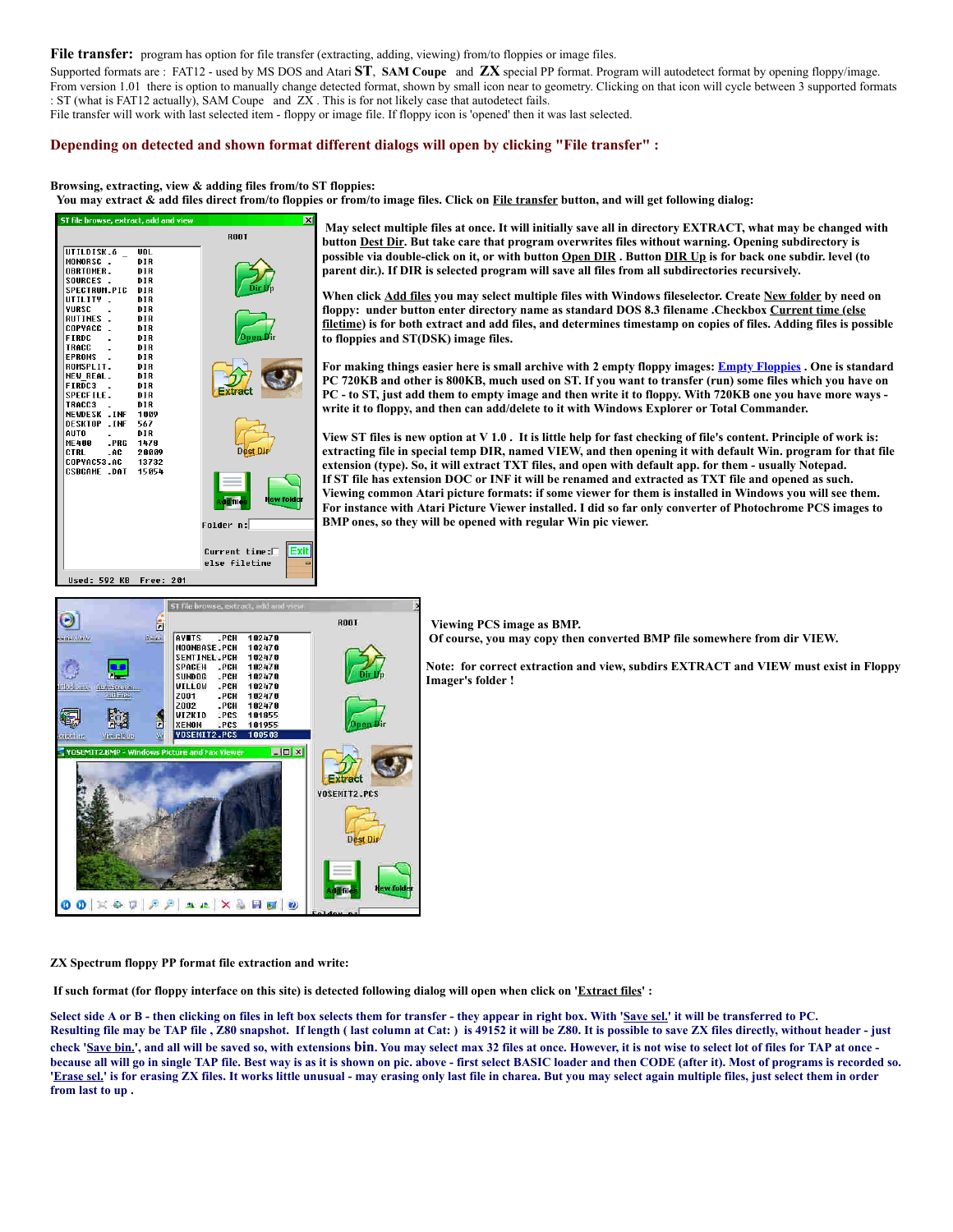**File transfer:** program has option for file transfer (extracting, adding, viewing) from/to floppies or image files.

Supported formats are : FAT12 - used by MS DOS and Atari **ST**, **SAM Coupe** and **ZX** special PP format. Program will autodetect format by opening floppy/image. From version 1.01 there is option to manually change detected format, shown by small icon near to geometry. Clicking on that icon will cycle between 3 supported formats : ST (what is FAT12 actually), SAM Coupe and ZX . This is for not likely case that autodetect fails.

File transfer will work with last selected item - floppy or image file. If floppy icon is 'opened' then it was last selected.

## Depending on detected and shown format different dialogs will open by clicking "File transfer" :

**Browsing, extracting, view & adding files from/to ST floppies:**

**You may extract & add files direct from/to floppies or from/to image files. Click on File transfer button, and will get following dialog:**

**May select multiple files at once. It will initially save all in directory EXTRACT, what may be changed with button Dest Dir. But take care that program overwrites files without warning. Opening subdirectory is possible via double-click on it, or with button Open DIR . Button DIR Up is for back one subdir. level (to parent dir.). If DIR is selected program will save all files from all subdirectories recursively.**

**When click Add files you may select multiple files with Windows fileselector. Create New folder by need on floppy: under button enter directory name as standard DOS 8.3 filename .Checkbox Current time (else filetime) is for both extract and add files, and determines timestamp on copies of files. Adding files is possible to floppies and ST(DSK) image files.**

**For making things easier here is small archive with 2 empty floppy images: Empty Floppies . One is standard PC 720KB and other is 800KB, much used on ST. If you want to transfer (run) some files which you have on PC - to ST, just add them to empty image and then write it to floppy. With 720KB one you have more ways - write it to floppy, and then can add/delete to it with Windows Explorer or Total Commander.**

**View ST files is new option at V 1.0 . It is little help for fast checking of file's content. Principle of work is: extracting file in special temp DIR, named VIEW, and then opening it with default Win. program for that file extension (type). So, it will extract TXT files, and open with default app. for them - usually Notepad. If ST file has extension DOC or INF it will be renamed and extracted as TXT file and opened as such. Viewing common Atari picture formats: if some viewer for them is installed in Windows you will see them. For instance with Atari Picture Viewer installed. I did so far only converter of Photochrome PCS images to BMP ones, so they will be opened with regular Win pic viewer.**

**Viewing PCS image as BMP.**
**Of course, you may copy then converted BMP file somewhere from dir VIEW.**

**Note: for correct extraction and view, subdirs EXTRACT and VIEW must exist in Floppy Imager's folder !**

**ZX Spectrum floppy PP format file extraction and write:**

**If such format (for floppy interface on this site) is detected following dialog will open when click on 'Extract files' :**

**Select side A or B - then clicking on files in left box selects them for transfer - they appear in right box. With 'Save sel.' it will be transferred to PC. Resulting file may be TAP file , Z80 snapshot. If length ( last column at Cat: ) is 49152 it will be Z80. It is possible to save ZX files directly, without header - just check 'Save bin.', and all will be saved so, with extensions bin. You may select max 32 files at once. However, it is not wise to select lot of files for TAP at once - because all will go in single TAP file. Best way is as it is shown on pic. above - first select BASIC loader and then CODE (after it). Most of programs is recorded so. 'Erase sel.' is for erasing ZX files. It works little unusual - may erasing only last file in charea. But you may select again multiple files, just select them in order from last to up .**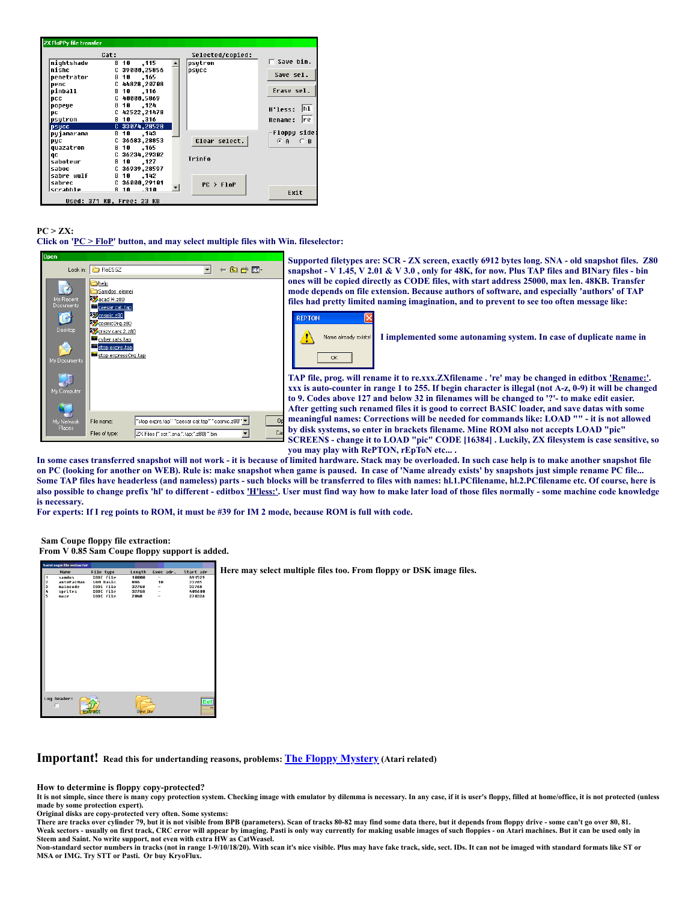**PC > ZX:**
Click on 'PC > FloP' button, and may select multiple files with Win. fileselector:

Supported filetypes are: SCR - ZX screen, exactly 6912 bytes long. SNA - old snapshot files. Z80 snapshot - V 1.45, V 2.01 & V 3.0 , only for 48K, for now. Plus TAP files and BINary files - bin ones will be copied directly as CODE files, with start address 25000, max len. 48KB. Transfer mode depends on file extension. Because authors of software, and especially 'authors' of TAP files had pretty limited naming imagination, and to prevent to see too often message like:

I implemented some autonaming system. In case of duplicate name in TAP file, prog. will rename it to re.xxx.ZXfilename . 're' may be changed in editbox 'Rename:'. xxx is auto-counter in range 1 to 255. If begin character is illegal (not A-z, 0-9) it will be changed to 9. Codes above 127 and below 32 in filenames will be changed to '?'- to make edit easier. After getting such renamed files it is good to correct BASIC loader, and save datas with some meaningful names: Corrections will be needed for commands like: LOAD "" - it is not allowed by disk systems, so enter in brackets filename. Mine ROM also not accepts LOAD "pic" SCREEN$ - change it to LOAD "pic" CODE [16384] . Luckily, ZX filesystem is case sensitive, so you may play with RePTON, rEpToN etc... .

In some cases transferred snapshot will not work - it is because of limited hardware. Stack may be overloaded. In such case help is to make another snapshot file on PC (looking for another on WEB). Rule is: make snapshot when game is paused. In case of 'Name already exists' by snapshots just simple rename PC file... Some TAP files have headerless (and nameless) parts - such blocks will be transferred to files with names: hl.1.PCfilename, hl.2.PCfilename etc. Of course, here is also possible to change prefix 'hl' to different - editbox 'H'less:'. User must find way how to make later load of those files normally - some machine code knowledge is necessary.

For experts: If I reg points to ROM, it must be #39 for IM 2 mode, because ROM is full with code.

**Sam Coupe floppy file extraction:**
From V 0.85 Sam Coupe floppy support is added.

Here may select multiple files too. From floppy or DSK image files.

## Important! Read this for undertanding reasons, problems: The Floppy Mystery (Atari related)

**How to determine is floppy copy-protected?**

It is not simple, since there is many copy protection system. Checking image with emulator by dilemma is necessary. In any case, if it is user's floppy, filled at home/office, it is not protected (unless made by some protection expert).

Original disks are copy-protected very often. Some systems:

There are tracks over cylinder 79, but it is not visible from BPB (parameters). Scan of tracks 80-82 may find some data there, but it depends from floppy drive - some can't go over 80, 81.

Weak sectors - usually on first track, CRC error will appear by imaging. Pasti is only way currently for making usable images of such floppies - on Atari machines. But it can be used only in Steem and Saint. No write support, not even with extra HW as CatWeasel.

Non-standard sector numbers in tracks (not in range 1-9/10/18/20). With scan it's nice visible. Plus may have fake track, side, sect. IDs. It can not be imaged with standard formats like ST or MSA or IMG. Try STT or Pasti. Or buy KryoFlux.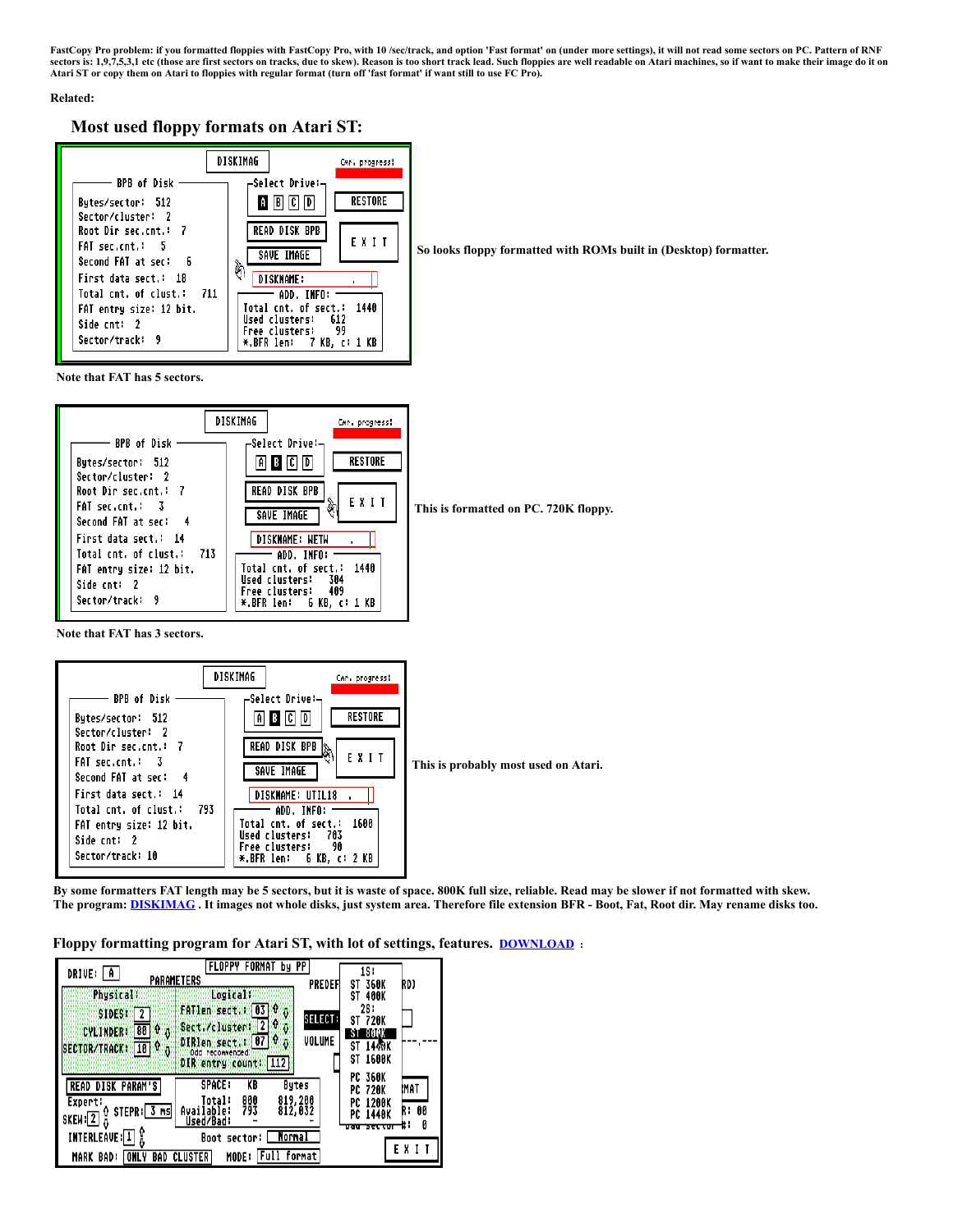**FastCopy Pro problem: if you formatted floppies with FastCopy Pro, with 10 /sec/track, and option 'Fast format' on (under more settings), it will not read some sectors on PC. Pattern of RNF sectors is: 1,9,7,5,3,1 etc (those are first sectors on tracks, due to skew). Reason is too short track lead. Such floppies are well readable on Atari machines, so if want to make their image do it on Atari ST or copy them on Atari to floppies with regular format (turn off 'fast format' if want still to use FC Pro).**

**Related:**

## Most used floppy formats on Atari ST:

**So looks floppy formatted with ROMs built in (Desktop) formatter.**

**Note that FAT has 5 sectors.**

**This is formatted on PC. 720K floppy.**

**Note that FAT has 3 sectors.**

**This is probably most used on Atari.**

**By some formatters FAT length may be 5 sectors, but it is waste of space. 800K full size, reliable. Read may be slower if not formatted with skew. The program: DISKIMAG . It images not whole disks, just system area. Therefore file extension BFR - Boot, Fat, Root dir. May rename disks too.**

### Floppy formatting program for Atari ST, with lot of settings, features. DOWNLOAD :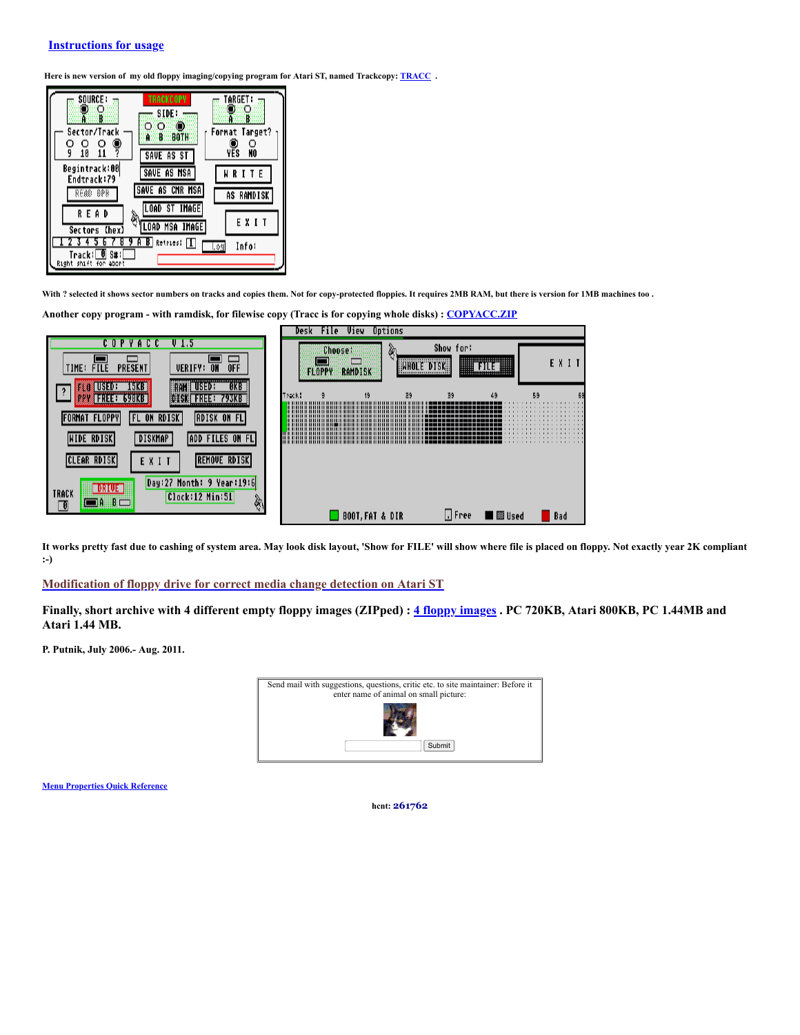**Instructions for usage**

**Here is new version of my old floppy imaging/copying program for Atari ST, named Trackcopy: TRACC .**

**With ? selected it shows sector numbers on tracks and copies them. Not for copy-protected floppies. It requires 2MB RAM, but there is version for 1MB machines too .**

**Another copy program - with ramdisk, for filewise copy (Tracc is for copying whole disks) : COPYACC.ZIP**

**It works pretty fast due to cashing of system area. May look disk layout, 'Show for FILE' will show where file is placed on floppy. Not exactly year 2K compliant :-)**

**Modification of floppy drive for correct media change detection on Atari ST**

**Finally, short archive with 4 different empty floppy images (ZIPped) : 4 floppy images . PC 720KB, Atari 800KB, PC 1.44MB and Atari 1.44 MB.**

**P. Putnik, July 2006.- Aug. 2011.**

Send mail with suggestions, questions, critic etc. to site maintainer: Before it enter name of animal on small picture:

Submit

**Menu Properties Quick Reference**

**hcnt: 261762**